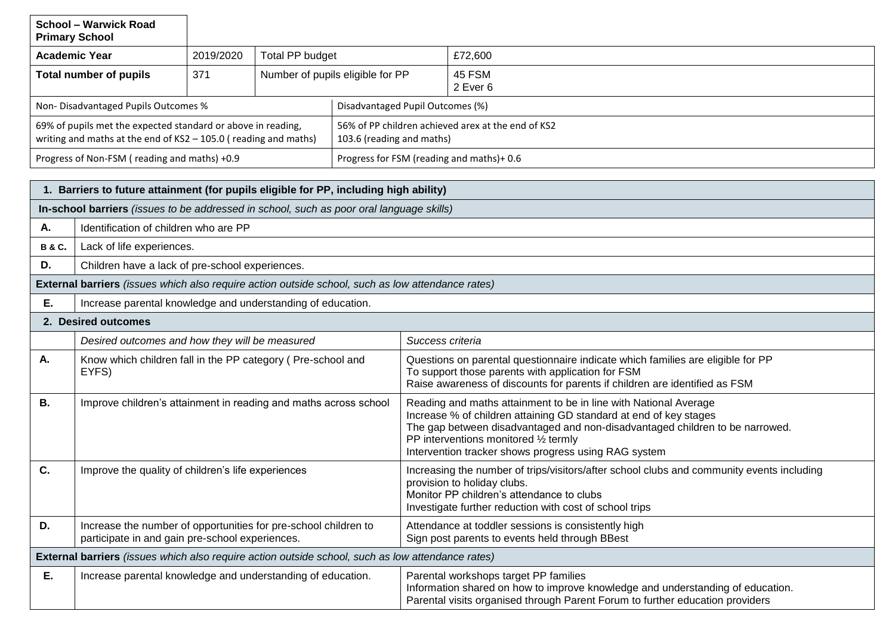| School – Warwick Road Primary School | | | | |
|---|---|---|---|---|
| **Academic Year** | 2019/2020 | Total PP budget | | £72,600 |
| **Total number of pupils** | 371 | Number of pupils eligible for PP | | 45 FSM<br>2 Ever 6 |
| Non- Disadvantaged Pupils Outcomes % | | | Disadvantaged Pupil Outcomes (%) | |
| 69% of pupils met the expected standard or above in reading, writing and maths at the end of KS2 – 105.0 ( reading and maths) | | | 56% of PP children achieved arex at the end of KS2<br>103.6 (reading and maths) | |
| Progress of Non-FSM ( reading and maths) +0.9 | | | Progress for FSM (reading and maths)+ 0.6 | |

| **1. Barriers to future attainment (for pupils eligible for PP, including high ability)** | |
|---|---|
| **In-school barriers** *(issues to be addressed in school, such as poor oral language skills)* | |
| **A.** | Identification of children who are PP |
| **B & C.** | Lack of life experiences. |
| **D.** | Children have a lack of pre-school experiences. |
| **External barriers** *(issues which also require action outside school, such as low attendance rates)* | |
| **E.** | Increase parental knowledge and understanding of education. |

| **2. Desired outcomes** | | |
|---|---|---|
| | *Desired outcomes and how they will be measured* | *Success criteria* |
| **A.** | Know which children fall in the PP category ( Pre-school and EYFS) | Questions on parental questionnaire indicate which families are eligible for PP<br>To support those parents with application for FSM<br>Raise awareness of discounts for parents if children are identified as FSM |
| **B.** | Improve children's attainment in reading and maths across school | Reading and maths attainment to be in line with National Average<br>Increase % of children attaining GD standard at end of key stages<br>The gap between disadvantaged and non-disadvantaged children to be narrowed.<br>PP interventions monitored ½ termly<br>Intervention tracker shows progress using RAG system |
| **C.** | Improve the quality of children's life experiences | Increasing the number of trips/visitors/after school clubs and community events including provision to holiday clubs.<br>Monitor PP children's attendance to clubs<br>Investigate further reduction with cost of school trips |
| **D.** | Increase the number of opportunities for pre-school children to participate in and gain pre-school experiences. | Attendance at toddler sessions is consistently high<br>Sign post parents to events held through BBest |
| **External barriers** *(issues which also require action outside school, such as low attendance rates)* | | |
| **E.** | Increase parental knowledge and understanding of education. | Parental workshops target PP families<br>Information shared on how to improve knowledge and understanding of education.<br>Parental visits organised through Parent Forum to further education providers |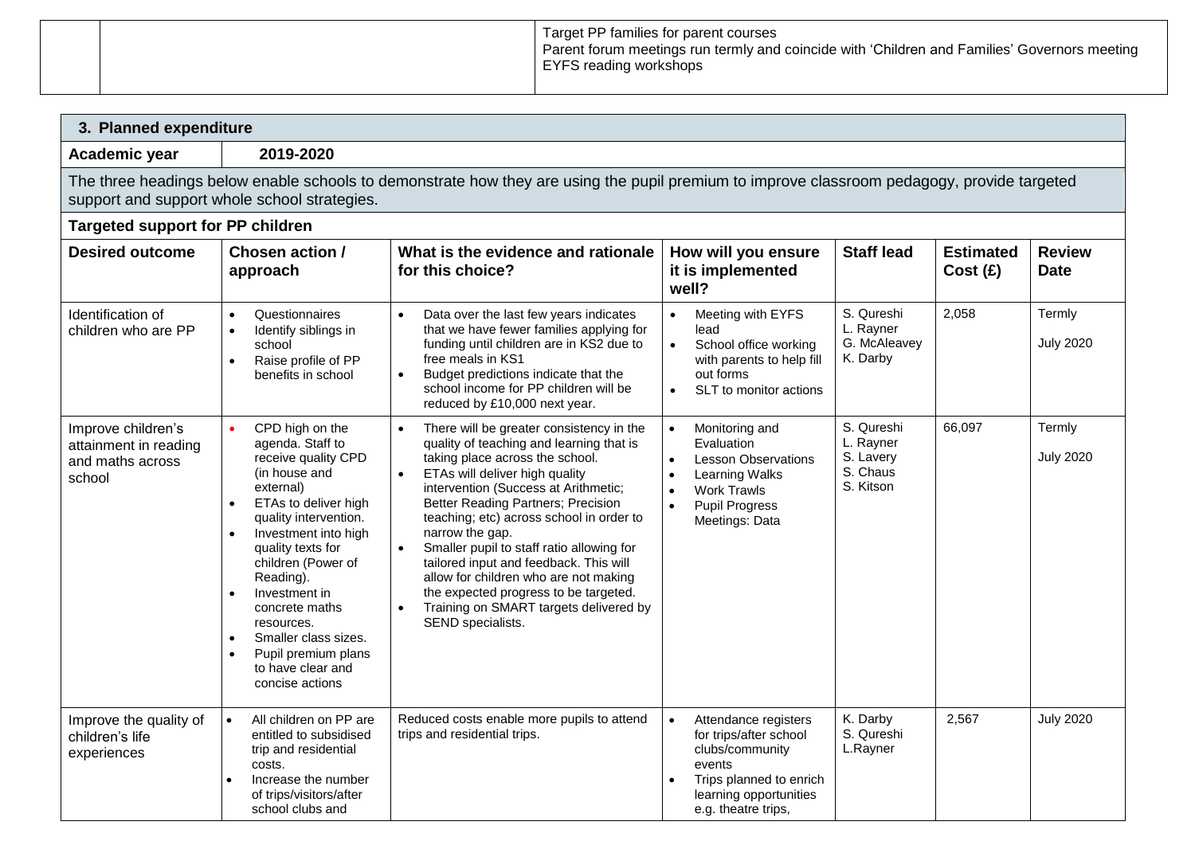| | | Target PP families for parent courses<br>Parent forum meetings run termly and coincide with 'Children and Families' Governors meeting<br>EYFS reading workshops |
|---|---|---|

## 3. Planned expenditure

**Academic year** **2019-2020**

The three headings below enable schools to demonstrate how they are using the pupil premium to improve classroom pedagogy, provide targeted support and support whole school strategies.

**Targeted support for PP children**

| Desired outcome | Chosen action / approach | What is the evidence and rationale for this choice? | How will you ensure it is implemented well? | Staff lead | Estimated Cost (£) | Review Date |
|---|---|---|---|---|---|---|
| Identification of children who are PP | • Questionnaires<br>• Identify siblings in school<br>• Raise profile of PP benefits in school | • Data over the last few years indicates that we have fewer families applying for funding until children are in KS2 due to free meals in KS1<br>• Budget predictions indicate that the school income for PP children will be reduced by £10,000 next year. | • Meeting with EYFS lead<br>• School office working with parents to help fill out forms<br>• SLT to monitor actions | S. Qureshi<br>L. Rayner<br>G. McAleavey<br>K. Darby | 2,058 | Termly<br><br>July 2020 |
| Improve children's attainment in reading and maths across school | • CPD high on the agenda. Staff to receive quality CPD (in house and external)<br>• ETAs to deliver high quality intervention.<br>• Investment into high quality texts for children (Power of Reading).<br>• Investment in concrete maths resources.<br>• Smaller class sizes.<br>• Pupil premium plans to have clear and concise actions | • There will be greater consistency in the quality of teaching and learning that is taking place across the school.<br>• ETAs will deliver high quality intervention (Success at Arithmetic; Better Reading Partners; Precision teaching; etc) across school in order to narrow the gap.<br>• Smaller pupil to staff ratio allowing for tailored input and feedback. This will allow for children who are not making the expected progress to be targeted.<br>• Training on SMART targets delivered by SEND specialists. | • Monitoring and Evaluation<br>• Lesson Observations<br>• Learning Walks<br>• Work Trawls<br>• Pupil Progress Meetings: Data | S. Qureshi<br>L. Rayner<br>S. Lavery<br>S. Chaus<br>S. Kitson | 66,097 | Termly<br><br>July 2020 |
| Improve the quality of children's life experiences | • All children on PP are entitled to subsidised trip and residential costs.<br>• Increase the number of trips/visitors/after school clubs and | Reduced costs enable more pupils to attend trips and residential trips. | • Attendance registers for trips/after school clubs/community events<br>• Trips planned to enrich learning opportunities e.g. theatre trips, | K. Darby<br>S. Qureshi<br>L.Rayner | 2,567 | July 2020 |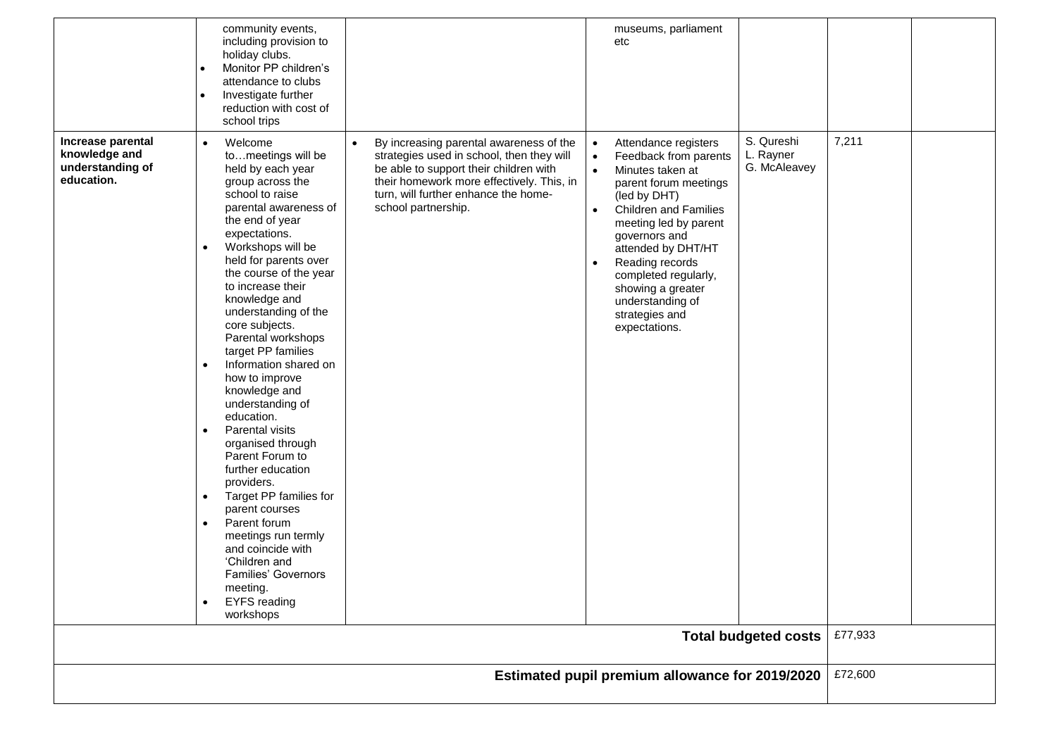| | | | | | | |
|---|---|---|---|---|---|---|
| | • community events, including provision to holiday clubs.<br>• Monitor PP children's attendance to clubs<br>• Investigate further reduction with cost of school trips | | museums, parliament etc | | | |
| **Increase parental knowledge and understanding of education.** | • Welcome to…meetings will be held by each year group across the school to raise parental awareness of the end of year expectations.<br>• Workshops will be held for parents over the course of the year to increase their knowledge and understanding of the core subjects. Parental workshops target PP families<br>• Information shared on how to improve knowledge and understanding of education.<br>• Parental visits organised through Parent Forum to further education providers.<br>• Target PP families for parent courses<br>• Parent forum meetings run termly and coincide with 'Children and Families' Governors meeting.<br>• EYFS reading workshops | • By increasing parental awareness of the strategies used in school, then they will be able to support their children with their homework more effectively. This, in turn, will further enhance the home-school partnership. | • Attendance registers<br>• Feedback from parents<br>• Minutes taken at parent forum meetings (led by DHT)<br>• Children and Families meeting led by parent governors and attended by DHT/HT<br>• Reading records completed regularly, showing a greater understanding of strategies and expectations. | S. Qureshi<br>L. Rayner<br>G. McAleavey | 7,211 | |
| | | | | **Total budgeted costs** | £77,933 | |
| | | | | **Estimated pupil premium allowance for 2019/2020** | £72,600 | |